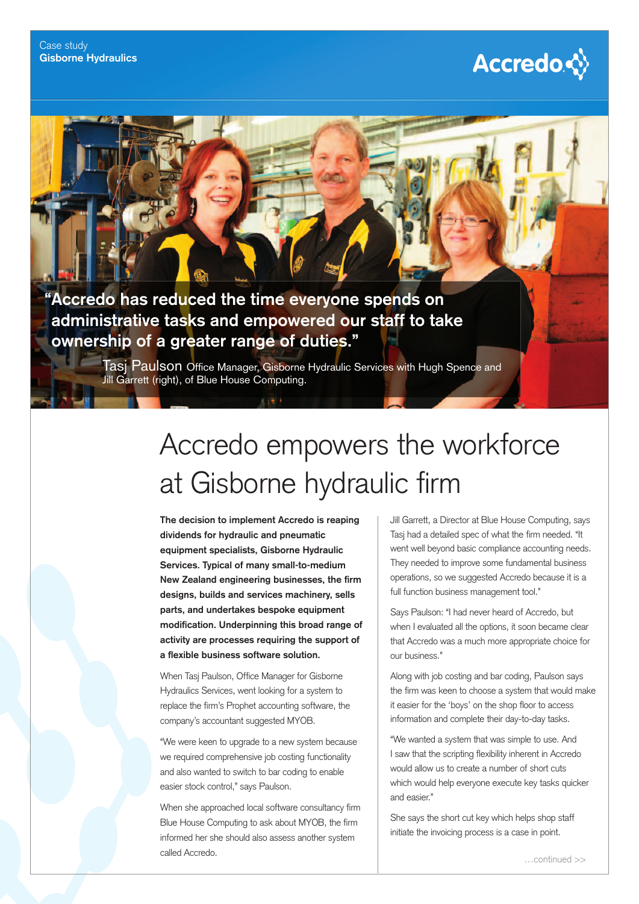Case study
**Gisborne Hydraulics**

Accredo

**"Accredo has reduced the time everyone spends on administrative tasks and empowered our staff to take ownership of a greater range of duties."**

Tasj Paulson Office Manager, Gisborne Hydraulic Services with Hugh Spence and Jill Garrett (right), of Blue House Computing.

# Accredo empowers the workforce at Gisborne hydraulic firm

**The decision to implement Accredo is reaping dividends for hydraulic and pneumatic equipment specialists, Gisborne Hydraulic Services. Typical of many small-to-medium New Zealand engineering businesses, the firm designs, builds and services machinery, sells parts, and undertakes bespoke equipment modification. Underpinning this broad range of activity are processes requiring the support of a flexible business software solution.**

When Tasj Paulson, Office Manager for Gisborne Hydraulics Services, went looking for a system to replace the firm's Prophet accounting software, the company's accountant suggested MYOB.

"We were keen to upgrade to a new system because we required comprehensive job costing functionality and also wanted to switch to bar coding to enable easier stock control," says Paulson.

When she approached local software consultancy firm Blue House Computing to ask about MYOB, the firm informed her she should also assess another system called Accredo.

Jill Garrett, a Director at Blue House Computing, says Tasj had a detailed spec of what the firm needed. "It went well beyond basic compliance accounting needs. They needed to improve some fundamental business operations, so we suggested Accredo because it is a full function business management tool."

Says Paulson: "I had never heard of Accredo, but when I evaluated all the options, it soon became clear that Accredo was a much more appropriate choice for our business."

Along with job costing and bar coding, Paulson says the firm was keen to choose a system that would make it easier for the 'boys' on the shop floor to access information and complete their day-to-day tasks.

"We wanted a system that was simple to use. And I saw that the scripting flexibility inherent in Accredo would allow us to create a number of short cuts which would help everyone execute key tasks quicker and easier."

She says the short cut key which helps shop staff initiate the invoicing process is a case in point.

…continued >>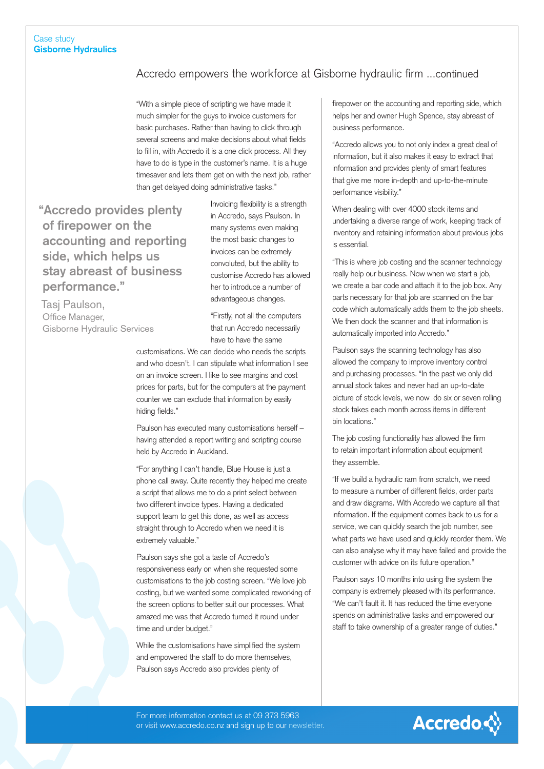Case study
**Gisborne Hydraulics**

## Accredo empowers the workforce at Gisborne hydraulic firm ...continued

"With a simple piece of scripting we have made it much simpler for the guys to invoice customers for basic purchases. Rather than having to click through several screens and make decisions about what fields to fill in, with Accredo it is a one click process. All they have to do is type in the customer's name. It is a huge timesaver and lets them get on with the next job, rather than get delayed doing administrative tasks."

> **"Accredo provides plenty of firepower on the accounting and reporting side, which helps us stay abreast of business performance."**
>
> Tasj Paulson,
> Office Manager,
> Gisborne Hydraulic Services

Invoicing flexibility is a strength in Accredo, says Paulson. In many systems even making the most basic changes to invoices can be extremely convoluted, but the ability to customise Accredo has allowed her to introduce a number of advantageous changes.

"Firstly, not all the computers that run Accredo necessarily have to have the same customisations. We can decide who needs the scripts and who doesn't. I can stipulate what information I see on an invoice screen. I like to see margins and cost prices for parts, but for the computers at the payment counter we can exclude that information by easily hiding fields."

Paulson has executed many customisations herself – having attended a report writing and scripting course held by Accredo in Auckland.

"For anything I can't handle, Blue House is just a phone call away. Quite recently they helped me create a script that allows me to do a print select between two different invoice types. Having a dedicated support team to get this done, as well as access straight through to Accredo when we need it is extremely valuable."

Paulson says she got a taste of Accredo's responsiveness early on when she requested some customisations to the job costing screen. "We love job costing, but we wanted some complicated reworking of the screen options to better suit our processes. What amazed me was that Accredo turned it round under time and under budget."

While the customisations have simplified the system and empowered the staff to do more themselves, Paulson says Accredo also provides plenty of firepower on the accounting and reporting side, which helps her and owner Hugh Spence, stay abreast of business performance.

"Accredo allows you to not only index a great deal of information, but it also makes it easy to extract that information and provides plenty of smart features that give me more in-depth and up-to-the-minute performance visibility."

When dealing with over 4000 stock items and undertaking a diverse range of work, keeping track of inventory and retaining information about previous jobs is essential.

"This is where job costing and the scanner technology really help our business. Now when we start a job, we create a bar code and attach it to the job box. Any parts necessary for that job are scanned on the bar code which automatically adds them to the job sheets. We then dock the scanner and that information is automatically imported into Accredo."

Paulson says the scanning technology has also allowed the company to improve inventory control and purchasing processes. "In the past we only did annual stock takes and never had an up-to-date picture of stock levels, we now do six or seven rolling stock takes each month across items in different bin locations."

The job costing functionality has allowed the firm to retain important information about equipment they assemble.

"If we build a hydraulic ram from scratch, we need to measure a number of different fields, order parts and draw diagrams. With Accredo we capture all that information. If the equipment comes back to us for a service, we can quickly search the job number, see what parts we have used and quickly reorder them. We can also analyse why it may have failed and provide the customer with advice on its future operation."

Paulson says 10 months into using the system the company is extremely pleased with its performance. "We can't fault it. It has reduced the time everyone spends on administrative tasks and empowered our staff to take ownership of a greater range of duties."

For more information contact us at 09 373 5963
or visit www.accredo.co.nz and sign up to our newsletter.

Accredo